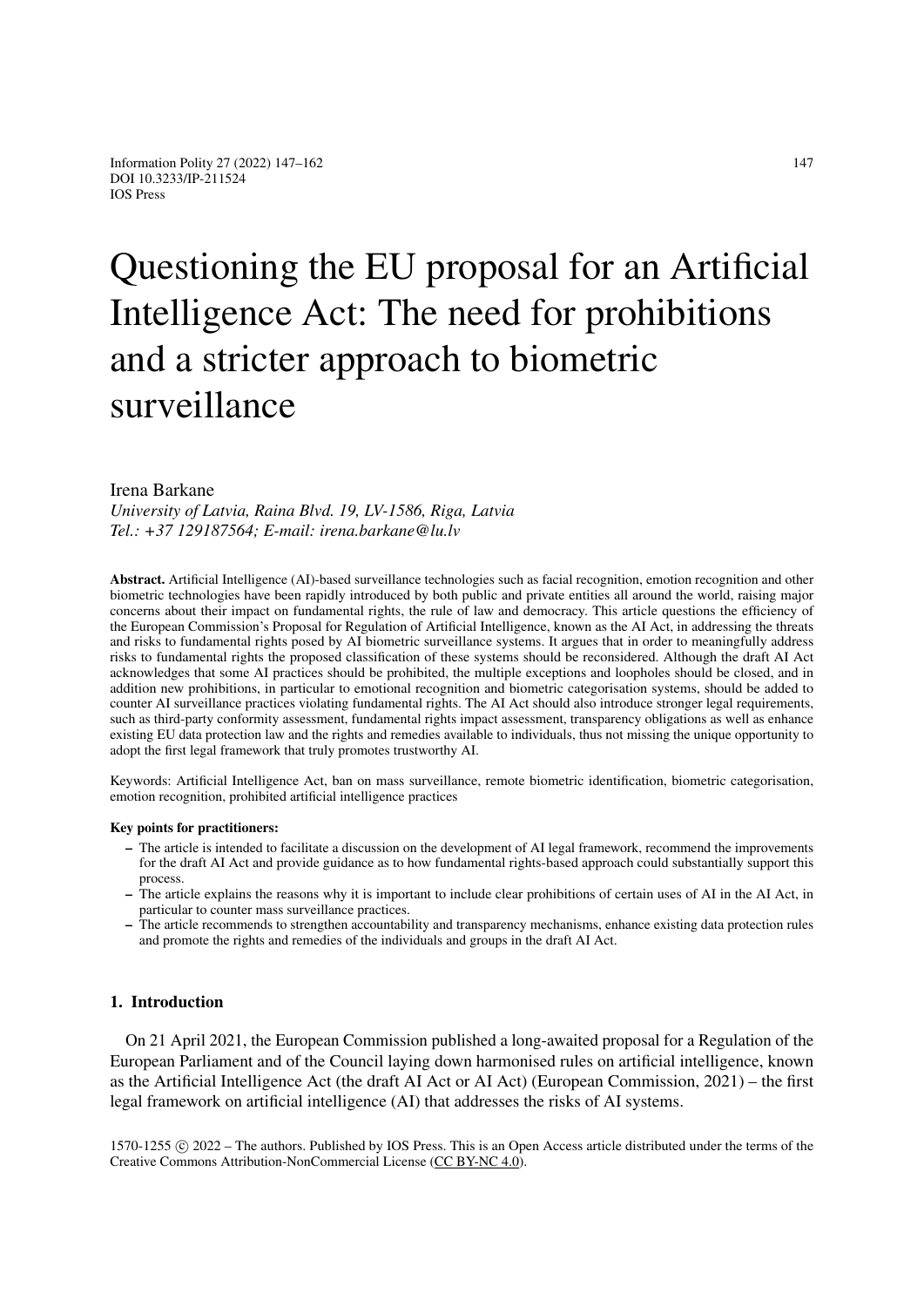# Questioning the EU proposal for an Artificial Intelligence Act: The need for prohibitions and a stricter approach to biometric surveillance

Irena Barkane

*University of Latvia, Raina Blvd. 19, LV-1586, Riga, Latvia*
*Tel.: +37 129187564; E-mail: irena.barkane@lu.lv*

**Abstract.** Artificial Intelligence (AI)-based surveillance technologies such as facial recognition, emotion recognition and other biometric technologies have been rapidly introduced by both public and private entities all around the world, raising major concerns about their impact on fundamental rights, the rule of law and democracy. This article questions the efficiency of the European Commission's Proposal for Regulation of Artificial Intelligence, known as the AI Act, in addressing the threats and risks to fundamental rights posed by AI biometric surveillance systems. It argues that in order to meaningfully address risks to fundamental rights the proposed classification of these systems should be reconsidered. Although the draft AI Act acknowledges that some AI practices should be prohibited, the multiple exceptions and loopholes should be closed, and in addition new prohibitions, in particular to emotional recognition and biometric categorisation systems, should be added to counter AI surveillance practices violating fundamental rights. The AI Act should also introduce stronger legal requirements, such as third-party conformity assessment, fundamental rights impact assessment, transparency obligations as well as enhance existing EU data protection law and the rights and remedies available to individuals, thus not missing the unique opportunity to adopt the first legal framework that truly promotes trustworthy AI.

Keywords: Artificial Intelligence Act, ban on mass surveillance, remote biometric identification, biometric categorisation, emotion recognition, prohibited artificial intelligence practices

**Key points for practitioners:**

- The article is intended to facilitate a discussion on the development of AI legal framework, recommend the improvements for the draft AI Act and provide guidance as to how fundamental rights-based approach could substantially support this process.
- The article explains the reasons why it is important to include clear prohibitions of certain uses of AI in the AI Act, in particular to counter mass surveillance practices.
- The article recommends to strengthen accountability and transparency mechanisms, enhance existing data protection rules and promote the rights and remedies of the individuals and groups in the draft AI Act.

## 1. Introduction

On 21 April 2021, the European Commission published a long-awaited proposal for a Regulation of the European Parliament and of the Council laying down harmonised rules on artificial intelligence, known as the Artificial Intelligence Act (the draft AI Act or AI Act) (European Commission, 2021) – the first legal framework on artificial intelligence (AI) that addresses the risks of AI systems.

1570-1255 © 2022 – The authors. Published by IOS Press. This is an Open Access article distributed under the terms of the Creative Commons Attribution-NonCommercial License (CC BY-NC 4.0).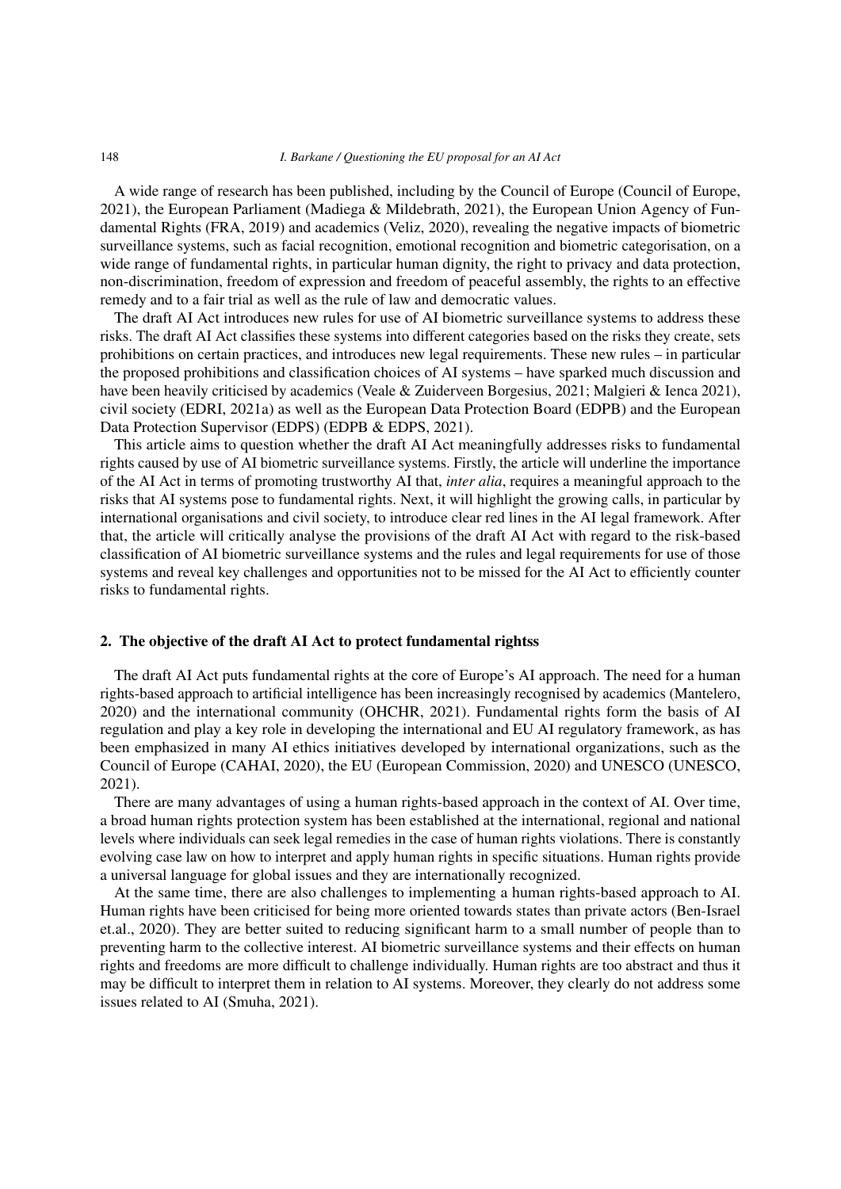A wide range of research has been published, including by the Council of Europe (Council of Europe, 2021), the European Parliament (Madiega & Mildebrath, 2021), the European Union Agency of Fundamental Rights (FRA, 2019) and academics (Veliz, 2020), revealing the negative impacts of biometric surveillance systems, such as facial recognition, emotional recognition and biometric categorisation, on a wide range of fundamental rights, in particular human dignity, the right to privacy and data protection, non-discrimination, freedom of expression and freedom of peaceful assembly, the rights to an effective remedy and to a fair trial as well as the rule of law and democratic values.

The draft AI Act introduces new rules for use of AI biometric surveillance systems to address these risks. The draft AI Act classifies these systems into different categories based on the risks they create, sets prohibitions on certain practices, and introduces new legal requirements. These new rules – in particular the proposed prohibitions and classification choices of AI systems – have sparked much discussion and have been heavily criticised by academics (Veale & Zuiderveen Borgesius, 2021; Malgieri & Ienca 2021), civil society (EDRI, 2021a) as well as the European Data Protection Board (EDPB) and the European Data Protection Supervisor (EDPS) (EDPB & EDPS, 2021).

This article aims to question whether the draft AI Act meaningfully addresses risks to fundamental rights caused by use of AI biometric surveillance systems. Firstly, the article will underline the importance of the AI Act in terms of promoting trustworthy AI that, *inter alia*, requires a meaningful approach to the risks that AI systems pose to fundamental rights. Next, it will highlight the growing calls, in particular by international organisations and civil society, to introduce clear red lines in the AI legal framework. After that, the article will critically analyse the provisions of the draft AI Act with regard to the risk-based classification of AI biometric surveillance systems and the rules and legal requirements for use of those systems and reveal key challenges and opportunities not to be missed for the AI Act to efficiently counter risks to fundamental rights.

## 2. The objective of the draft AI Act to protect fundamental rightss

The draft AI Act puts fundamental rights at the core of Europe's AI approach. The need for a human rights-based approach to artificial intelligence has been increasingly recognised by academics (Mantelero, 2020) and the international community (OHCHR, 2021). Fundamental rights form the basis of AI regulation and play a key role in developing the international and EU AI regulatory framework, as has been emphasized in many AI ethics initiatives developed by international organizations, such as the Council of Europe (CAHAI, 2020), the EU (European Commission, 2020) and UNESCO (UNESCO, 2021).

There are many advantages of using a human rights-based approach in the context of AI. Over time, a broad human rights protection system has been established at the international, regional and national levels where individuals can seek legal remedies in the case of human rights violations. There is constantly evolving case law on how to interpret and apply human rights in specific situations. Human rights provide a universal language for global issues and they are internationally recognized.

At the same time, there are also challenges to implementing a human rights-based approach to AI. Human rights have been criticised for being more oriented towards states than private actors (Ben-Israel et.al., 2020). They are better suited to reducing significant harm to a small number of people than to preventing harm to the collective interest. AI biometric surveillance systems and their effects on human rights and freedoms are more difficult to challenge individually. Human rights are too abstract and thus it may be difficult to interpret them in relation to AI systems. Moreover, they clearly do not address some issues related to AI (Smuha, 2021).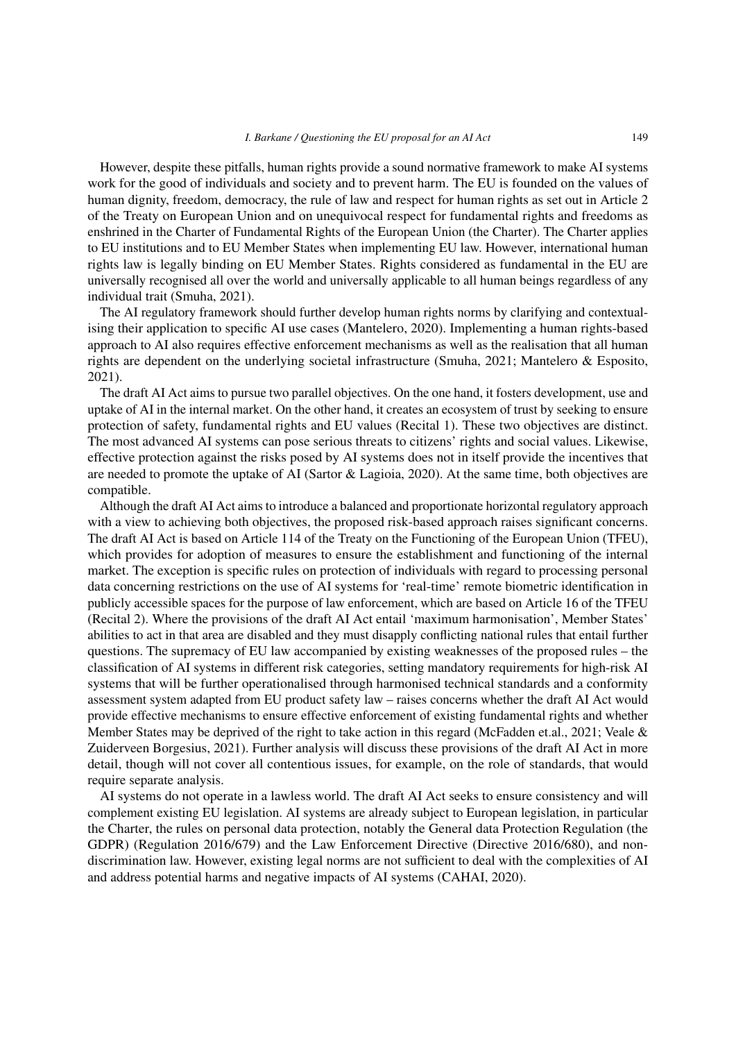However, despite these pitfalls, human rights provide a sound normative framework to make AI systems work for the good of individuals and society and to prevent harm. The EU is founded on the values of human dignity, freedom, democracy, the rule of law and respect for human rights as set out in Article 2 of the Treaty on European Union and on unequivocal respect for fundamental rights and freedoms as enshrined in the Charter of Fundamental Rights of the European Union (the Charter). The Charter applies to EU institutions and to EU Member States when implementing EU law. However, international human rights law is legally binding on EU Member States. Rights considered as fundamental in the EU are universally recognised all over the world and universally applicable to all human beings regardless of any individual trait (Smuha, 2021).

The AI regulatory framework should further develop human rights norms by clarifying and contextualising their application to specific AI use cases (Mantelero, 2020). Implementing a human rights-based approach to AI also requires effective enforcement mechanisms as well as the realisation that all human rights are dependent on the underlying societal infrastructure (Smuha, 2021; Mantelero & Esposito, 2021).

The draft AI Act aims to pursue two parallel objectives. On the one hand, it fosters development, use and uptake of AI in the internal market. On the other hand, it creates an ecosystem of trust by seeking to ensure protection of safety, fundamental rights and EU values (Recital 1). These two objectives are distinct. The most advanced AI systems can pose serious threats to citizens' rights and social values. Likewise, effective protection against the risks posed by AI systems does not in itself provide the incentives that are needed to promote the uptake of AI (Sartor & Lagioia, 2020). At the same time, both objectives are compatible.

Although the draft AI Act aims to introduce a balanced and proportionate horizontal regulatory approach with a view to achieving both objectives, the proposed risk-based approach raises significant concerns. The draft AI Act is based on Article 114 of the Treaty on the Functioning of the European Union (TFEU), which provides for adoption of measures to ensure the establishment and functioning of the internal market. The exception is specific rules on protection of individuals with regard to processing personal data concerning restrictions on the use of AI systems for 'real-time' remote biometric identification in publicly accessible spaces for the purpose of law enforcement, which are based on Article 16 of the TFEU (Recital 2). Where the provisions of the draft AI Act entail 'maximum harmonisation', Member States' abilities to act in that area are disabled and they must disapply conflicting national rules that entail further questions. The supremacy of EU law accompanied by existing weaknesses of the proposed rules – the classification of AI systems in different risk categories, setting mandatory requirements for high-risk AI systems that will be further operationalised through harmonised technical standards and a conformity assessment system adapted from EU product safety law – raises concerns whether the draft AI Act would provide effective mechanisms to ensure effective enforcement of existing fundamental rights and whether Member States may be deprived of the right to take action in this regard (McFadden et.al., 2021; Veale & Zuiderveen Borgesius, 2021). Further analysis will discuss these provisions of the draft AI Act in more detail, though will not cover all contentious issues, for example, on the role of standards, that would require separate analysis.

AI systems do not operate in a lawless world. The draft AI Act seeks to ensure consistency and will complement existing EU legislation. AI systems are already subject to European legislation, in particular the Charter, the rules on personal data protection, notably the General data Protection Regulation (the GDPR) (Regulation 2016/679) and the Law Enforcement Directive (Directive 2016/680), and non-discrimination law. However, existing legal norms are not sufficient to deal with the complexities of AI and address potential harms and negative impacts of AI systems (CAHAI, 2020).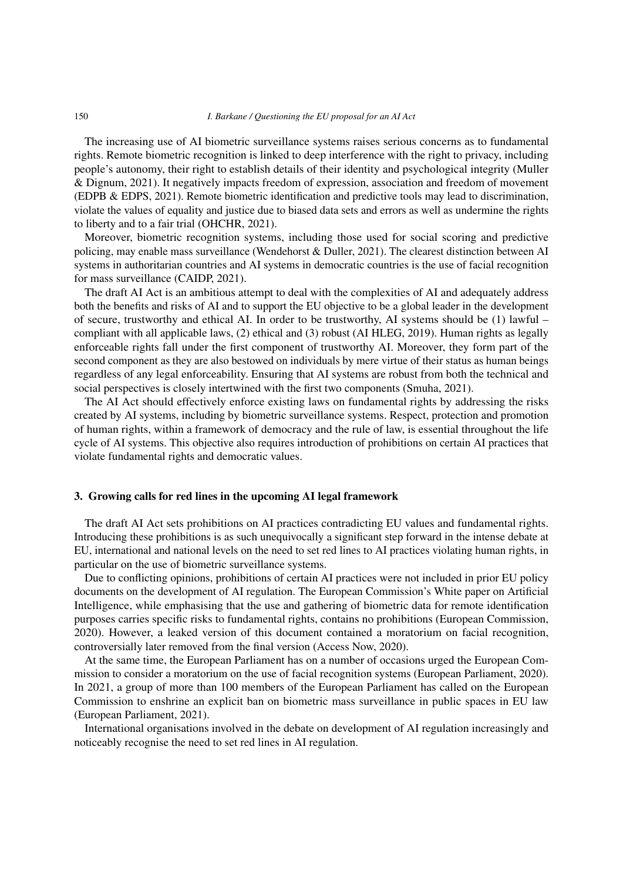The increasing use of AI biometric surveillance systems raises serious concerns as to fundamental rights. Remote biometric recognition is linked to deep interference with the right to privacy, including people's autonomy, their right to establish details of their identity and psychological integrity (Muller & Dignum, 2021). It negatively impacts freedom of expression, association and freedom of movement (EDPB & EDPS, 2021). Remote biometric identification and predictive tools may lead to discrimination, violate the values of equality and justice due to biased data sets and errors as well as undermine the rights to liberty and to a fair trial (OHCHR, 2021).

Moreover, biometric recognition systems, including those used for social scoring and predictive policing, may enable mass surveillance (Wendehorst & Duller, 2021). The clearest distinction between AI systems in authoritarian countries and AI systems in democratic countries is the use of facial recognition for mass surveillance (CAIDP, 2021).

The draft AI Act is an ambitious attempt to deal with the complexities of AI and adequately address both the benefits and risks of AI and to support the EU objective to be a global leader in the development of secure, trustworthy and ethical AI. In order to be trustworthy, AI systems should be (1) lawful – compliant with all applicable laws, (2) ethical and (3) robust (AI HLEG, 2019). Human rights as legally enforceable rights fall under the first component of trustworthy AI. Moreover, they form part of the second component as they are also bestowed on individuals by mere virtue of their status as human beings regardless of any legal enforceability. Ensuring that AI systems are robust from both the technical and social perspectives is closely intertwined with the first two components (Smuha, 2021).

The AI Act should effectively enforce existing laws on fundamental rights by addressing the risks created by AI systems, including by biometric surveillance systems. Respect, protection and promotion of human rights, within a framework of democracy and the rule of law, is essential throughout the life cycle of AI systems. This objective also requires introduction of prohibitions on certain AI practices that violate fundamental rights and democratic values.

## 3. Growing calls for red lines in the upcoming AI legal framework

The draft AI Act sets prohibitions on AI practices contradicting EU values and fundamental rights. Introducing these prohibitions is as such unequivocally a significant step forward in the intense debate at EU, international and national levels on the need to set red lines to AI practices violating human rights, in particular on the use of biometric surveillance systems.

Due to conflicting opinions, prohibitions of certain AI practices were not included in prior EU policy documents on the development of AI regulation. The European Commission's White paper on Artificial Intelligence, while emphasising that the use and gathering of biometric data for remote identification purposes carries specific risks to fundamental rights, contains no prohibitions (European Commission, 2020). However, a leaked version of this document contained a moratorium on facial recognition, controversially later removed from the final version (Access Now, 2020).

At the same time, the European Parliament has on a number of occasions urged the European Commission to consider a moratorium on the use of facial recognition systems (European Parliament, 2020). In 2021, a group of more than 100 members of the European Parliament has called on the European Commission to enshrine an explicit ban on biometric mass surveillance in public spaces in EU law (European Parliament, 2021).

International organisations involved in the debate on development of AI regulation increasingly and noticeably recognise the need to set red lines in AI regulation.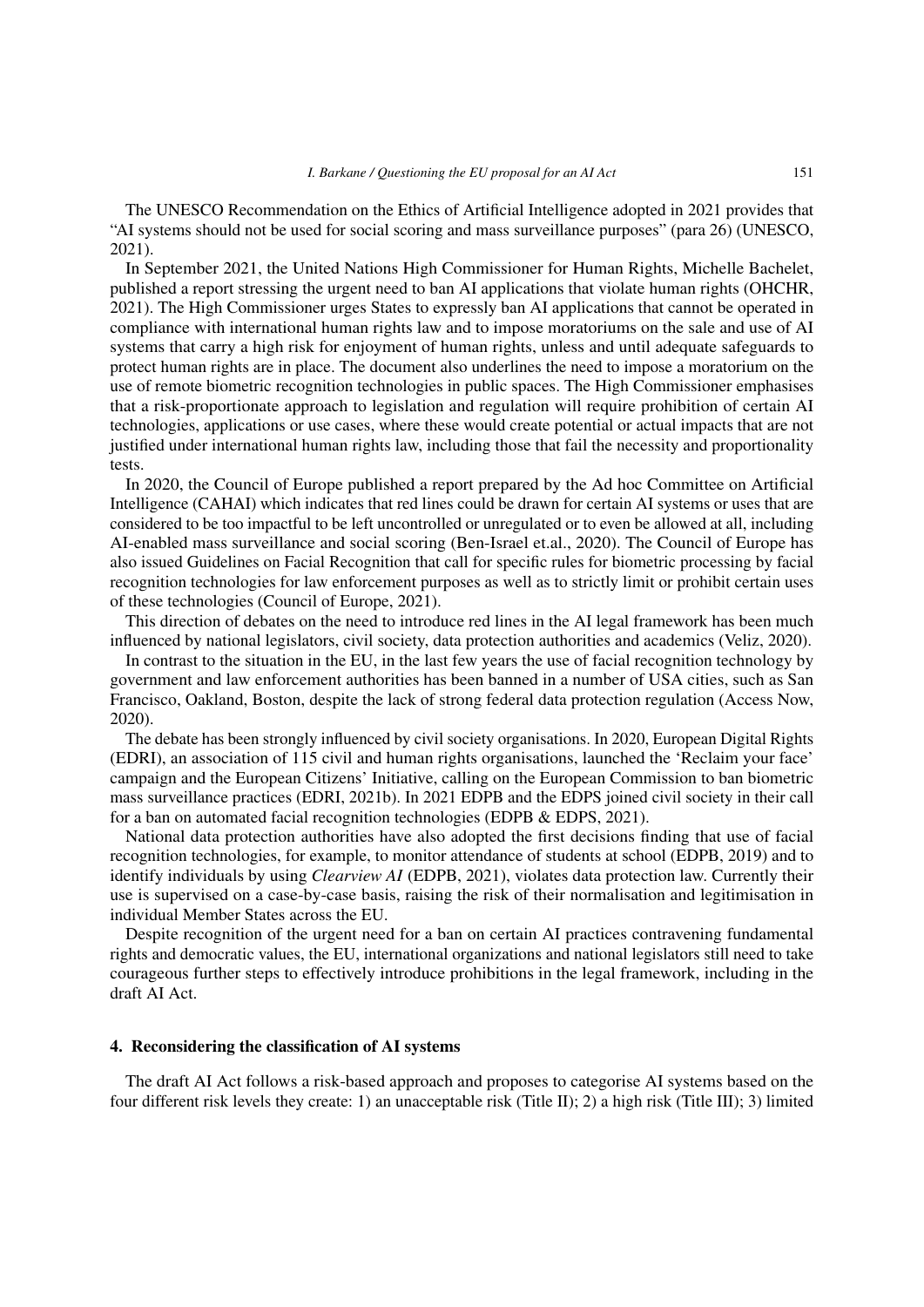The UNESCO Recommendation on the Ethics of Artificial Intelligence adopted in 2021 provides that "AI systems should not be used for social scoring and mass surveillance purposes" (para 26) (UNESCO, 2021).

In September 2021, the United Nations High Commissioner for Human Rights, Michelle Bachelet, published a report stressing the urgent need to ban AI applications that violate human rights (OHCHR, 2021). The High Commissioner urges States to expressly ban AI applications that cannot be operated in compliance with international human rights law and to impose moratoriums on the sale and use of AI systems that carry a high risk for enjoyment of human rights, unless and until adequate safeguards to protect human rights are in place. The document also underlines the need to impose a moratorium on the use of remote biometric recognition technologies in public spaces. The High Commissioner emphasises that a risk-proportionate approach to legislation and regulation will require prohibition of certain AI technologies, applications or use cases, where these would create potential or actual impacts that are not justified under international human rights law, including those that fail the necessity and proportionality tests.

In 2020, the Council of Europe published a report prepared by the Ad hoc Committee on Artificial Intelligence (CAHAI) which indicates that red lines could be drawn for certain AI systems or uses that are considered to be too impactful to be left uncontrolled or unregulated or to even be allowed at all, including AI-enabled mass surveillance and social scoring (Ben-Israel et.al., 2020). The Council of Europe has also issued Guidelines on Facial Recognition that call for specific rules for biometric processing by facial recognition technologies for law enforcement purposes as well as to strictly limit or prohibit certain uses of these technologies (Council of Europe, 2021).

This direction of debates on the need to introduce red lines in the AI legal framework has been much influenced by national legislators, civil society, data protection authorities and academics (Veliz, 2020).

In contrast to the situation in the EU, in the last few years the use of facial recognition technology by government and law enforcement authorities has been banned in a number of USA cities, such as San Francisco, Oakland, Boston, despite the lack of strong federal data protection regulation (Access Now, 2020).

The debate has been strongly influenced by civil society organisations. In 2020, European Digital Rights (EDRI), an association of 115 civil and human rights organisations, launched the 'Reclaim your face' campaign and the European Citizens' Initiative, calling on the European Commission to ban biometric mass surveillance practices (EDRI, 2021b). In 2021 EDPB and the EDPS joined civil society in their call for a ban on automated facial recognition technologies (EDPB & EDPS, 2021).

National data protection authorities have also adopted the first decisions finding that use of facial recognition technologies, for example, to monitor attendance of students at school (EDPB, 2019) and to identify individuals by using *Clearview AI* (EDPB, 2021), violates data protection law. Currently their use is supervised on a case-by-case basis, raising the risk of their normalisation and legitimisation in individual Member States across the EU.

Despite recognition of the urgent need for a ban on certain AI practices contravening fundamental rights and democratic values, the EU, international organizations and national legislators still need to take courageous further steps to effectively introduce prohibitions in the legal framework, including in the draft AI Act.

## 4. Reconsidering the classification of AI systems

The draft AI Act follows a risk-based approach and proposes to categorise AI systems based on the four different risk levels they create: 1) an unacceptable risk (Title II); 2) a high risk (Title III); 3) limited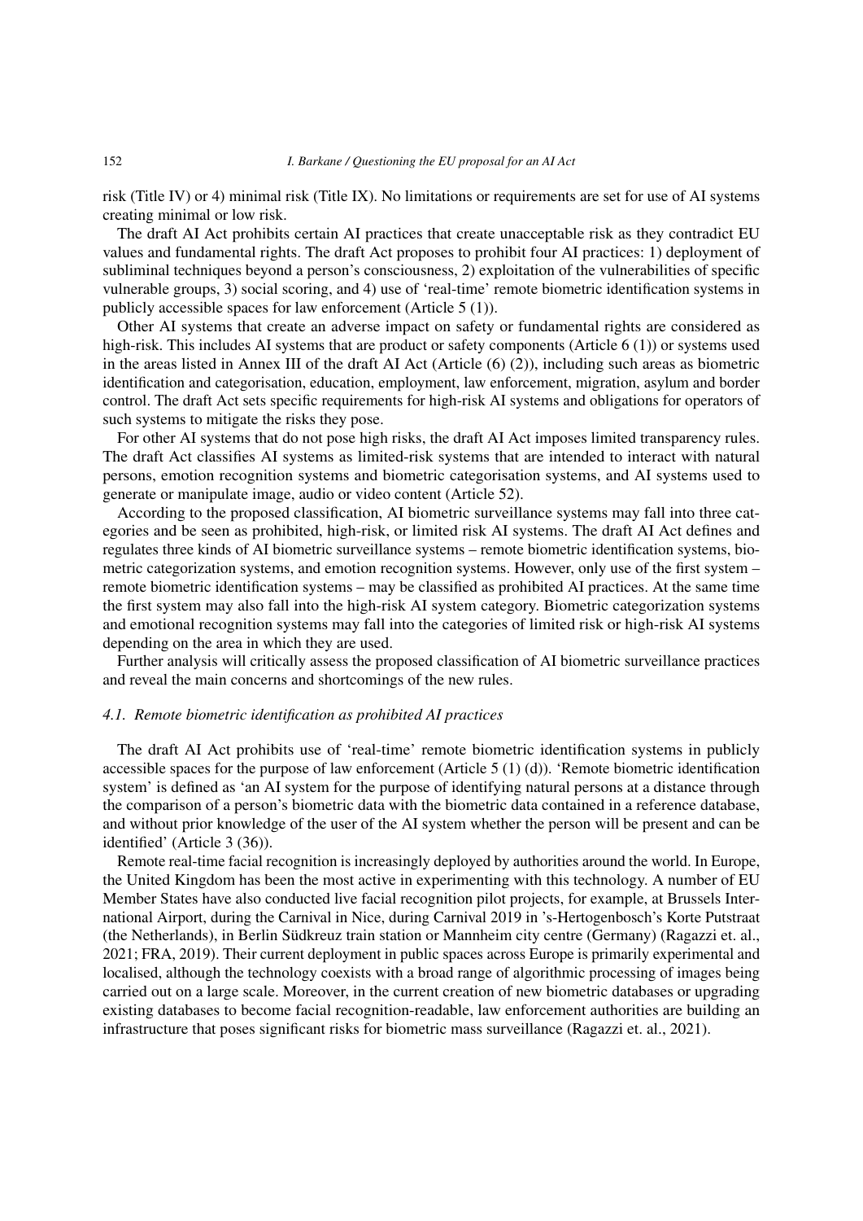risk (Title IV) or 4) minimal risk (Title IX). No limitations or requirements are set for use of AI systems creating minimal or low risk.

The draft AI Act prohibits certain AI practices that create unacceptable risk as they contradict EU values and fundamental rights. The draft Act proposes to prohibit four AI practices: 1) deployment of subliminal techniques beyond a person's consciousness, 2) exploitation of the vulnerabilities of specific vulnerable groups, 3) social scoring, and 4) use of 'real-time' remote biometric identification systems in publicly accessible spaces for law enforcement (Article 5 (1)).

Other AI systems that create an adverse impact on safety or fundamental rights are considered as high-risk. This includes AI systems that are product or safety components (Article 6 (1)) or systems used in the areas listed in Annex III of the draft AI Act (Article (6) (2)), including such areas as biometric identification and categorisation, education, employment, law enforcement, migration, asylum and border control. The draft Act sets specific requirements for high-risk AI systems and obligations for operators of such systems to mitigate the risks they pose.

For other AI systems that do not pose high risks, the draft AI Act imposes limited transparency rules. The draft Act classifies AI systems as limited-risk systems that are intended to interact with natural persons, emotion recognition systems and biometric categorisation systems, and AI systems used to generate or manipulate image, audio or video content (Article 52).

According to the proposed classification, AI biometric surveillance systems may fall into three categories and be seen as prohibited, high-risk, or limited risk AI systems. The draft AI Act defines and regulates three kinds of AI biometric surveillance systems – remote biometric identification systems, biometric categorization systems, and emotion recognition systems. However, only use of the first system – remote biometric identification systems – may be classified as prohibited AI practices. At the same time the first system may also fall into the high-risk AI system category. Biometric categorization systems and emotional recognition systems may fall into the categories of limited risk or high-risk AI systems depending on the area in which they are used.

Further analysis will critically assess the proposed classification of AI biometric surveillance practices and reveal the main concerns and shortcomings of the new rules.

### *4.1. Remote biometric identification as prohibited AI practices*

The draft AI Act prohibits use of 'real-time' remote biometric identification systems in publicly accessible spaces for the purpose of law enforcement (Article 5 (1) (d)). 'Remote biometric identification system' is defined as 'an AI system for the purpose of identifying natural persons at a distance through the comparison of a person's biometric data with the biometric data contained in a reference database, and without prior knowledge of the user of the AI system whether the person will be present and can be identified' (Article 3 (36)).

Remote real-time facial recognition is increasingly deployed by authorities around the world. In Europe, the United Kingdom has been the most active in experimenting with this technology. A number of EU Member States have also conducted live facial recognition pilot projects, for example, at Brussels International Airport, during the Carnival in Nice, during Carnival 2019 in 's-Hertogenbosch's Korte Putstraat (the Netherlands), in Berlin Südkreuz train station or Mannheim city centre (Germany) (Ragazzi et. al., 2021; FRA, 2019). Their current deployment in public spaces across Europe is primarily experimental and localised, although the technology coexists with a broad range of algorithmic processing of images being carried out on a large scale. Moreover, in the current creation of new biometric databases or upgrading existing databases to become facial recognition-readable, law enforcement authorities are building an infrastructure that poses significant risks for biometric mass surveillance (Ragazzi et. al., 2021).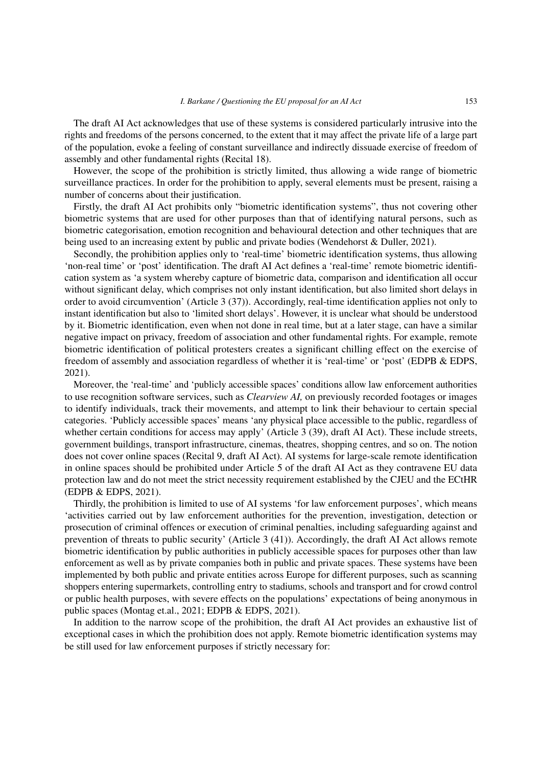The draft AI Act acknowledges that use of these systems is considered particularly intrusive into the rights and freedoms of the persons concerned, to the extent that it may affect the private life of a large part of the population, evoke a feeling of constant surveillance and indirectly dissuade exercise of freedom of assembly and other fundamental rights (Recital 18).

However, the scope of the prohibition is strictly limited, thus allowing a wide range of biometric surveillance practices. In order for the prohibition to apply, several elements must be present, raising a number of concerns about their justification.

Firstly, the draft AI Act prohibits only "biometric identification systems", thus not covering other biometric systems that are used for other purposes than that of identifying natural persons, such as biometric categorisation, emotion recognition and behavioural detection and other techniques that are being used to an increasing extent by public and private bodies (Wendehorst & Duller, 2021).

Secondly, the prohibition applies only to 'real-time' biometric identification systems, thus allowing 'non-real time' or 'post' identification. The draft AI Act defines a 'real-time' remote biometric identification system as 'a system whereby capture of biometric data, comparison and identification all occur without significant delay, which comprises not only instant identification, but also limited short delays in order to avoid circumvention' (Article 3 (37)). Accordingly, real-time identification applies not only to instant identification but also to 'limited short delays'. However, it is unclear what should be understood by it. Biometric identification, even when not done in real time, but at a later stage, can have a similar negative impact on privacy, freedom of association and other fundamental rights. For example, remote biometric identification of political protesters creates a significant chilling effect on the exercise of freedom of assembly and association regardless of whether it is 'real-time' or 'post' (EDPB & EDPS, 2021).

Moreover, the 'real-time' and 'publicly accessible spaces' conditions allow law enforcement authorities to use recognition software services, such as *Clearview AI,* on previously recorded footages or images to identify individuals, track their movements, and attempt to link their behaviour to certain special categories. 'Publicly accessible spaces' means 'any physical place accessible to the public, regardless of whether certain conditions for access may apply' (Article 3 (39), draft AI Act). These include streets, government buildings, transport infrastructure, cinemas, theatres, shopping centres, and so on. The notion does not cover online spaces (Recital 9, draft AI Act). AI systems for large-scale remote identification in online spaces should be prohibited under Article 5 of the draft AI Act as they contravene EU data protection law and do not meet the strict necessity requirement established by the CJEU and the ECtHR (EDPB & EDPS, 2021).

Thirdly, the prohibition is limited to use of AI systems 'for law enforcement purposes', which means 'activities carried out by law enforcement authorities for the prevention, investigation, detection or prosecution of criminal offences or execution of criminal penalties, including safeguarding against and prevention of threats to public security' (Article 3 (41)). Accordingly, the draft AI Act allows remote biometric identification by public authorities in publicly accessible spaces for purposes other than law enforcement as well as by private companies both in public and private spaces. These systems have been implemented by both public and private entities across Europe for different purposes, such as scanning shoppers entering supermarkets, controlling entry to stadiums, schools and transport and for crowd control or public health purposes, with severe effects on the populations' expectations of being anonymous in public spaces (Montag et.al., 2021; EDPB & EDPS, 2021).

In addition to the narrow scope of the prohibition, the draft AI Act provides an exhaustive list of exceptional cases in which the prohibition does not apply. Remote biometric identification systems may be still used for law enforcement purposes if strictly necessary for: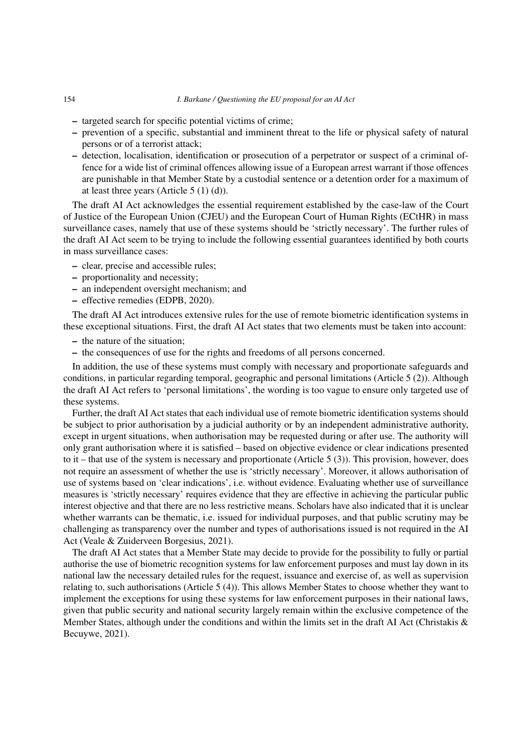- targeted search for specific potential victims of crime;
- prevention of a specific, substantial and imminent threat to the life or physical safety of natural persons or of a terrorist attack;
- detection, localisation, identification or prosecution of a perpetrator or suspect of a criminal offence for a wide list of criminal offences allowing issue of a European arrest warrant if those offences are punishable in that Member State by a custodial sentence or a detention order for a maximum of at least three years (Article 5 (1) (d)).

The draft AI Act acknowledges the essential requirement established by the case-law of the Court of Justice of the European Union (CJEU) and the European Court of Human Rights (ECtHR) in mass surveillance cases, namely that use of these systems should be 'strictly necessary'. The further rules of the draft AI Act seem to be trying to include the following essential guarantees identified by both courts in mass surveillance cases:

- clear, precise and accessible rules;
- proportionality and necessity;
- an independent oversight mechanism; and
- effective remedies (EDPB, 2020).

The draft AI Act introduces extensive rules for the use of remote biometric identification systems in these exceptional situations. First, the draft AI Act states that two elements must be taken into account:

- the nature of the situation;
- the consequences of use for the rights and freedoms of all persons concerned.

In addition, the use of these systems must comply with necessary and proportionate safeguards and conditions, in particular regarding temporal, geographic and personal limitations (Article 5 (2)). Although the draft AI Act refers to 'personal limitations', the wording is too vague to ensure only targeted use of these systems.

Further, the draft AI Act states that each individual use of remote biometric identification systems should be subject to prior authorisation by a judicial authority or by an independent administrative authority, except in urgent situations, when authorisation may be requested during or after use. The authority will only grant authorisation where it is satisfied – based on objective evidence or clear indications presented to it – that use of the system is necessary and proportionate (Article 5 (3)). This provision, however, does not require an assessment of whether the use is 'strictly necessary'. Moreover, it allows authorisation of use of systems based on 'clear indications', i.e. without evidence. Evaluating whether use of surveillance measures is 'strictly necessary' requires evidence that they are effective in achieving the particular public interest objective and that there are no less restrictive means. Scholars have also indicated that it is unclear whether warrants can be thematic, i.e. issued for individual purposes, and that public scrutiny may be challenging as transparency over the number and types of authorisations issued is not required in the AI Act (Veale & Zuiderveen Borgesius, 2021).

The draft AI Act states that a Member State may decide to provide for the possibility to fully or partial authorise the use of biometric recognition systems for law enforcement purposes and must lay down in its national law the necessary detailed rules for the request, issuance and exercise of, as well as supervision relating to, such authorisations (Article 5 (4)). This allows Member States to choose whether they want to implement the exceptions for using these systems for law enforcement purposes in their national laws, given that public security and national security largely remain within the exclusive competence of the Member States, although under the conditions and within the limits set in the draft AI Act (Christakis & Becuywe, 2021).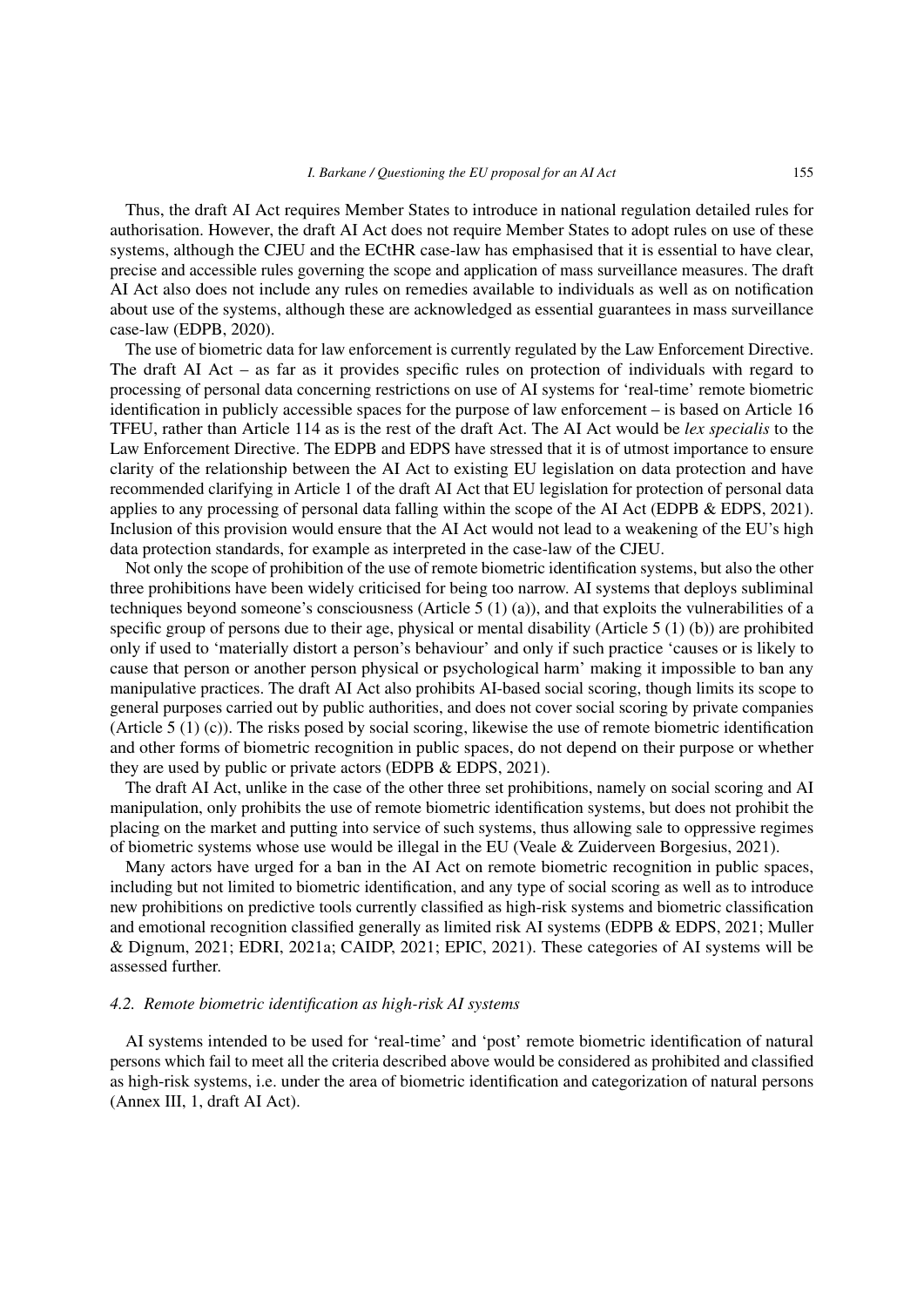Thus, the draft AI Act requires Member States to introduce in national regulation detailed rules for authorisation. However, the draft AI Act does not require Member States to adopt rules on use of these systems, although the CJEU and the ECtHR case-law has emphasised that it is essential to have clear, precise and accessible rules governing the scope and application of mass surveillance measures. The draft AI Act also does not include any rules on remedies available to individuals as well as on notification about use of the systems, although these are acknowledged as essential guarantees in mass surveillance case-law (EDPB, 2020).

The use of biometric data for law enforcement is currently regulated by the Law Enforcement Directive. The draft AI Act – as far as it provides specific rules on protection of individuals with regard to processing of personal data concerning restrictions on use of AI systems for 'real-time' remote biometric identification in publicly accessible spaces for the purpose of law enforcement – is based on Article 16 TFEU, rather than Article 114 as is the rest of the draft Act. The AI Act would be *lex specialis* to the Law Enforcement Directive. The EDPB and EDPS have stressed that it is of utmost importance to ensure clarity of the relationship between the AI Act to existing EU legislation on data protection and have recommended clarifying in Article 1 of the draft AI Act that EU legislation for protection of personal data applies to any processing of personal data falling within the scope of the AI Act (EDPB & EDPS, 2021). Inclusion of this provision would ensure that the AI Act would not lead to a weakening of the EU's high data protection standards, for example as interpreted in the case-law of the CJEU.

Not only the scope of prohibition of the use of remote biometric identification systems, but also the other three prohibitions have been widely criticised for being too narrow. AI systems that deploys subliminal techniques beyond someone's consciousness (Article 5 (1) (a)), and that exploits the vulnerabilities of a specific group of persons due to their age, physical or mental disability (Article 5 (1) (b)) are prohibited only if used to 'materially distort a person's behaviour' and only if such practice 'causes or is likely to cause that person or another person physical or psychological harm' making it impossible to ban any manipulative practices. The draft AI Act also prohibits AI-based social scoring, though limits its scope to general purposes carried out by public authorities, and does not cover social scoring by private companies (Article 5 (1) (c)). The risks posed by social scoring, likewise the use of remote biometric identification and other forms of biometric recognition in public spaces, do not depend on their purpose or whether they are used by public or private actors (EDPB & EDPS, 2021).

The draft AI Act, unlike in the case of the other three set prohibitions, namely on social scoring and AI manipulation, only prohibits the use of remote biometric identification systems, but does not prohibit the placing on the market and putting into service of such systems, thus allowing sale to oppressive regimes of biometric systems whose use would be illegal in the EU (Veale & Zuiderveen Borgesius, 2021).

Many actors have urged for a ban in the AI Act on remote biometric recognition in public spaces, including but not limited to biometric identification, and any type of social scoring as well as to introduce new prohibitions on predictive tools currently classified as high-risk systems and biometric classification and emotional recognition classified generally as limited risk AI systems (EDPB & EDPS, 2021; Muller & Dignum, 2021; EDRI, 2021a; CAIDP, 2021; EPIC, 2021). These categories of AI systems will be assessed further.

### *4.2. Remote biometric identification as high-risk AI systems*

AI systems intended to be used for 'real-time' and 'post' remote biometric identification of natural persons which fail to meet all the criteria described above would be considered as prohibited and classified as high-risk systems, i.e. under the area of biometric identification and categorization of natural persons (Annex III, 1, draft AI Act).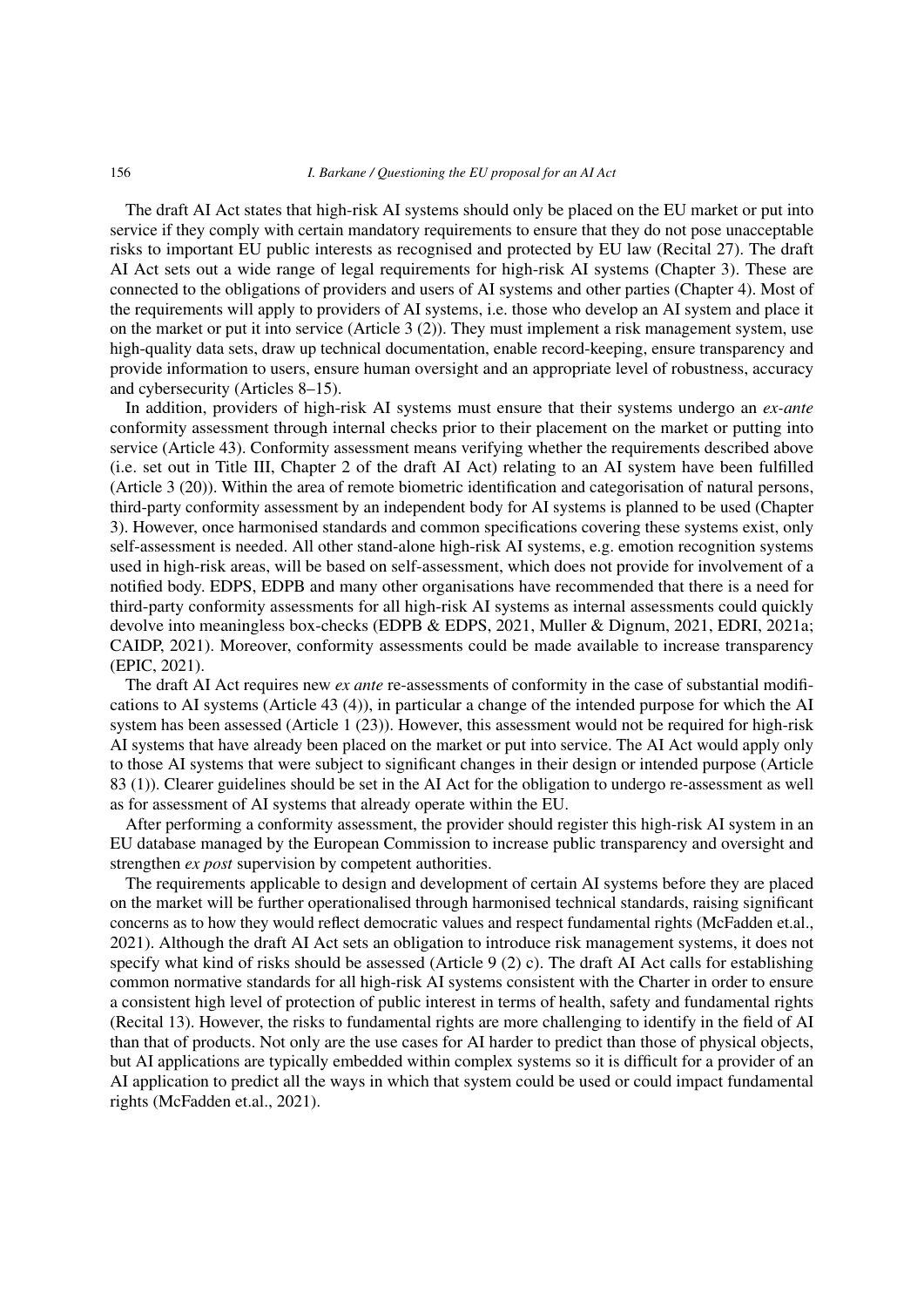The draft AI Act states that high-risk AI systems should only be placed on the EU market or put into service if they comply with certain mandatory requirements to ensure that they do not pose unacceptable risks to important EU public interests as recognised and protected by EU law (Recital 27). The draft AI Act sets out a wide range of legal requirements for high-risk AI systems (Chapter 3). These are connected to the obligations of providers and users of AI systems and other parties (Chapter 4). Most of the requirements will apply to providers of AI systems, i.e. those who develop an AI system and place it on the market or put it into service (Article 3 (2)). They must implement a risk management system, use high-quality data sets, draw up technical documentation, enable record-keeping, ensure transparency and provide information to users, ensure human oversight and an appropriate level of robustness, accuracy and cybersecurity (Articles 8–15).

In addition, providers of high-risk AI systems must ensure that their systems undergo an *ex-ante* conformity assessment through internal checks prior to their placement on the market or putting into service (Article 43). Conformity assessment means verifying whether the requirements described above (i.e. set out in Title III, Chapter 2 of the draft AI Act) relating to an AI system have been fulfilled (Article 3 (20)). Within the area of remote biometric identification and categorisation of natural persons, third-party conformity assessment by an independent body for AI systems is planned to be used (Chapter 3). However, once harmonised standards and common specifications covering these systems exist, only self-assessment is needed. All other stand-alone high-risk AI systems, e.g. emotion recognition systems used in high-risk areas, will be based on self-assessment, which does not provide for involvement of a notified body. EDPS, EDPB and many other organisations have recommended that there is a need for third-party conformity assessments for all high-risk AI systems as internal assessments could quickly devolve into meaningless box-checks (EDPB & EDPS, 2021, Muller & Dignum, 2021, EDRI, 2021a; CAIDP, 2021). Moreover, conformity assessments could be made available to increase transparency (EPIC, 2021).

The draft AI Act requires new *ex ante* re-assessments of conformity in the case of substantial modifications to AI systems (Article 43 (4)), in particular a change of the intended purpose for which the AI system has been assessed (Article 1 (23)). However, this assessment would not be required for high-risk AI systems that have already been placed on the market or put into service. The AI Act would apply only to those AI systems that were subject to significant changes in their design or intended purpose (Article 83 (1)). Clearer guidelines should be set in the AI Act for the obligation to undergo re-assessment as well as for assessment of AI systems that already operate within the EU.

After performing a conformity assessment, the provider should register this high-risk AI system in an EU database managed by the European Commission to increase public transparency and oversight and strengthen *ex post* supervision by competent authorities.

The requirements applicable to design and development of certain AI systems before they are placed on the market will be further operationalised through harmonised technical standards, raising significant concerns as to how they would reflect democratic values and respect fundamental rights (McFadden et.al., 2021). Although the draft AI Act sets an obligation to introduce risk management systems, it does not specify what kind of risks should be assessed (Article 9 (2) c). The draft AI Act calls for establishing common normative standards for all high-risk AI systems consistent with the Charter in order to ensure a consistent high level of protection of public interest in terms of health, safety and fundamental rights (Recital 13). However, the risks to fundamental rights are more challenging to identify in the field of AI than that of products. Not only are the use cases for AI harder to predict than those of physical objects, but AI applications are typically embedded within complex systems so it is difficult for a provider of an AI application to predict all the ways in which that system could be used or could impact fundamental rights (McFadden et.al., 2021).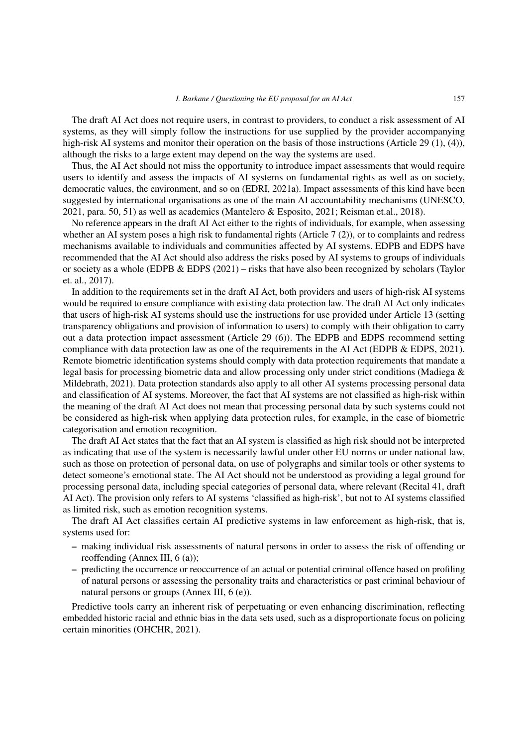The draft AI Act does not require users, in contrast to providers, to conduct a risk assessment of AI systems, as they will simply follow the instructions for use supplied by the provider accompanying high-risk AI systems and monitor their operation on the basis of those instructions (Article 29 (1), (4)), although the risks to a large extent may depend on the way the systems are used.

Thus, the AI Act should not miss the opportunity to introduce impact assessments that would require users to identify and assess the impacts of AI systems on fundamental rights as well as on society, democratic values, the environment, and so on (EDRI, 2021a). Impact assessments of this kind have been suggested by international organisations as one of the main AI accountability mechanisms (UNESCO, 2021, para. 50, 51) as well as academics (Mantelero & Esposito, 2021; Reisman et.al., 2018).

No reference appears in the draft AI Act either to the rights of individuals, for example, when assessing whether an AI system poses a high risk to fundamental rights (Article 7 (2)), or to complaints and redress mechanisms available to individuals and communities affected by AI systems. EDPB and EDPS have recommended that the AI Act should also address the risks posed by AI systems to groups of individuals or society as a whole (EDPB & EDPS (2021) – risks that have also been recognized by scholars (Taylor et. al., 2017).

In addition to the requirements set in the draft AI Act, both providers and users of high-risk AI systems would be required to ensure compliance with existing data protection law. The draft AI Act only indicates that users of high-risk AI systems should use the instructions for use provided under Article 13 (setting transparency obligations and provision of information to users) to comply with their obligation to carry out a data protection impact assessment (Article 29 (6)). The EDPB and EDPS recommend setting compliance with data protection law as one of the requirements in the AI Act (EDPB & EDPS, 2021). Remote biometric identification systems should comply with data protection requirements that mandate a legal basis for processing biometric data and allow processing only under strict conditions (Madiega & Mildebrath, 2021). Data protection standards also apply to all other AI systems processing personal data and classification of AI systems. Moreover, the fact that AI systems are not classified as high-risk within the meaning of the draft AI Act does not mean that processing personal data by such systems could not be considered as high-risk when applying data protection rules, for example, in the case of biometric categorisation and emotion recognition.

The draft AI Act states that the fact that an AI system is classified as high risk should not be interpreted as indicating that use of the system is necessarily lawful under other EU norms or under national law, such as those on protection of personal data, on use of polygraphs and similar tools or other systems to detect someone's emotional state. The AI Act should not be understood as providing a legal ground for processing personal data, including special categories of personal data, where relevant (Recital 41, draft AI Act). The provision only refers to AI systems 'classified as high-risk', but not to AI systems classified as limited risk, such as emotion recognition systems.

The draft AI Act classifies certain AI predictive systems in law enforcement as high-risk, that is, systems used for:

- making individual risk assessments of natural persons in order to assess the risk of offending or reoffending (Annex III, 6 (a));
- predicting the occurrence or reoccurrence of an actual or potential criminal offence based on profiling of natural persons or assessing the personality traits and characteristics or past criminal behaviour of natural persons or groups (Annex III, 6 (e)).

Predictive tools carry an inherent risk of perpetuating or even enhancing discrimination, reflecting embedded historic racial and ethnic bias in the data sets used, such as a disproportionate focus on policing certain minorities (OHCHR, 2021).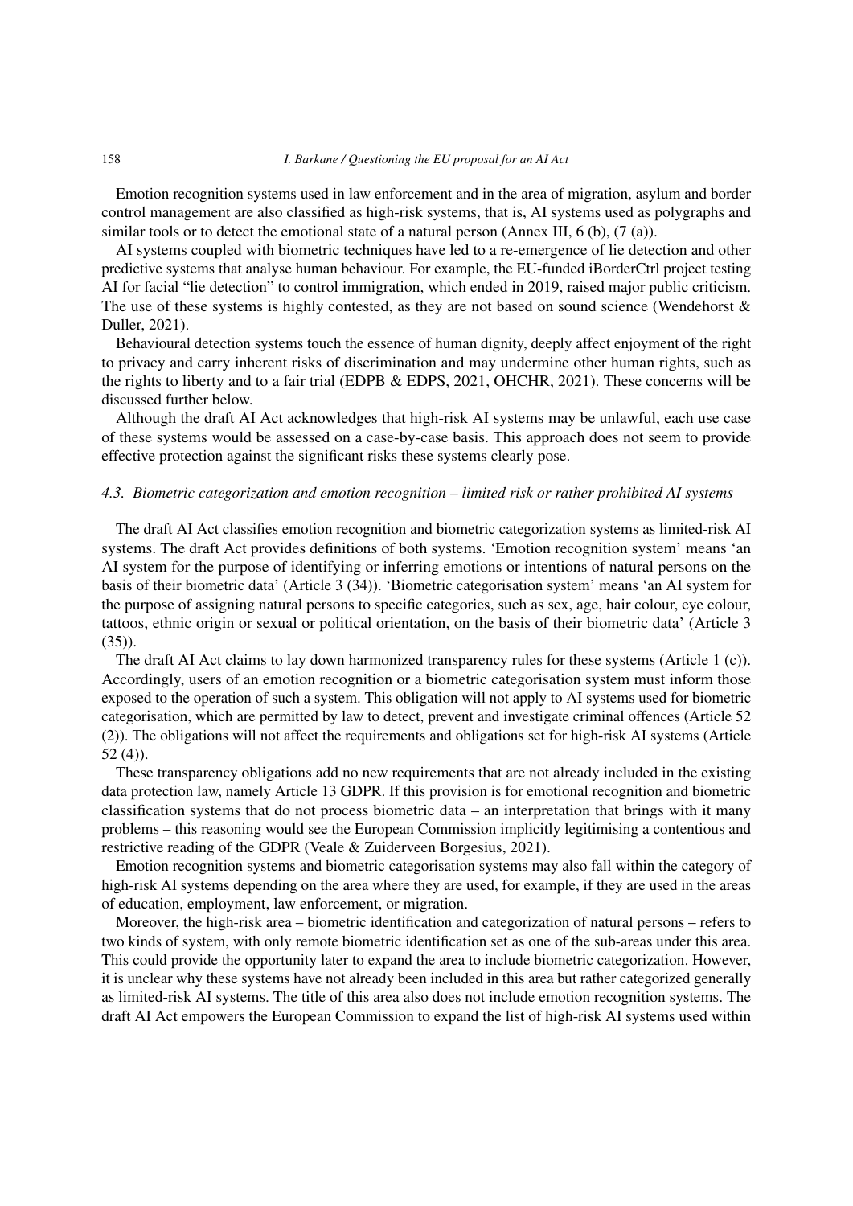Emotion recognition systems used in law enforcement and in the area of migration, asylum and border control management are also classified as high-risk systems, that is, AI systems used as polygraphs and similar tools or to detect the emotional state of a natural person (Annex III, 6 (b), (7 (a)).

AI systems coupled with biometric techniques have led to a re-emergence of lie detection and other predictive systems that analyse human behaviour. For example, the EU-funded iBorderCtrl project testing AI for facial "lie detection" to control immigration, which ended in 2019, raised major public criticism. The use of these systems is highly contested, as they are not based on sound science (Wendehorst & Duller, 2021).

Behavioural detection systems touch the essence of human dignity, deeply affect enjoyment of the right to privacy and carry inherent risks of discrimination and may undermine other human rights, such as the rights to liberty and to a fair trial (EDPB & EDPS, 2021, OHCHR, 2021). These concerns will be discussed further below.

Although the draft AI Act acknowledges that high-risk AI systems may be unlawful, each use case of these systems would be assessed on a case-by-case basis. This approach does not seem to provide effective protection against the significant risks these systems clearly pose.

### *4.3. Biometric categorization and emotion recognition – limited risk or rather prohibited AI systems*

The draft AI Act classifies emotion recognition and biometric categorization systems as limited-risk AI systems. The draft Act provides definitions of both systems. 'Emotion recognition system' means 'an AI system for the purpose of identifying or inferring emotions or intentions of natural persons on the basis of their biometric data' (Article 3 (34)). 'Biometric categorisation system' means 'an AI system for the purpose of assigning natural persons to specific categories, such as sex, age, hair colour, eye colour, tattoos, ethnic origin or sexual or political orientation, on the basis of their biometric data' (Article 3 (35)).

The draft AI Act claims to lay down harmonized transparency rules for these systems (Article 1 (c)). Accordingly, users of an emotion recognition or a biometric categorisation system must inform those exposed to the operation of such a system. This obligation will not apply to AI systems used for biometric categorisation, which are permitted by law to detect, prevent and investigate criminal offences (Article 52 (2)). The obligations will not affect the requirements and obligations set for high-risk AI systems (Article 52 (4)).

These transparency obligations add no new requirements that are not already included in the existing data protection law, namely Article 13 GDPR. If this provision is for emotional recognition and biometric classification systems that do not process biometric data – an interpretation that brings with it many problems – this reasoning would see the European Commission implicitly legitimising a contentious and restrictive reading of the GDPR (Veale & Zuiderveen Borgesius, 2021).

Emotion recognition systems and biometric categorisation systems may also fall within the category of high-risk AI systems depending on the area where they are used, for example, if they are used in the areas of education, employment, law enforcement, or migration.

Moreover, the high-risk area – biometric identification and categorization of natural persons – refers to two kinds of system, with only remote biometric identification set as one of the sub-areas under this area. This could provide the opportunity later to expand the area to include biometric categorization. However, it is unclear why these systems have not already been included in this area but rather categorized generally as limited-risk AI systems. The title of this area also does not include emotion recognition systems. The draft AI Act empowers the European Commission to expand the list of high-risk AI systems used within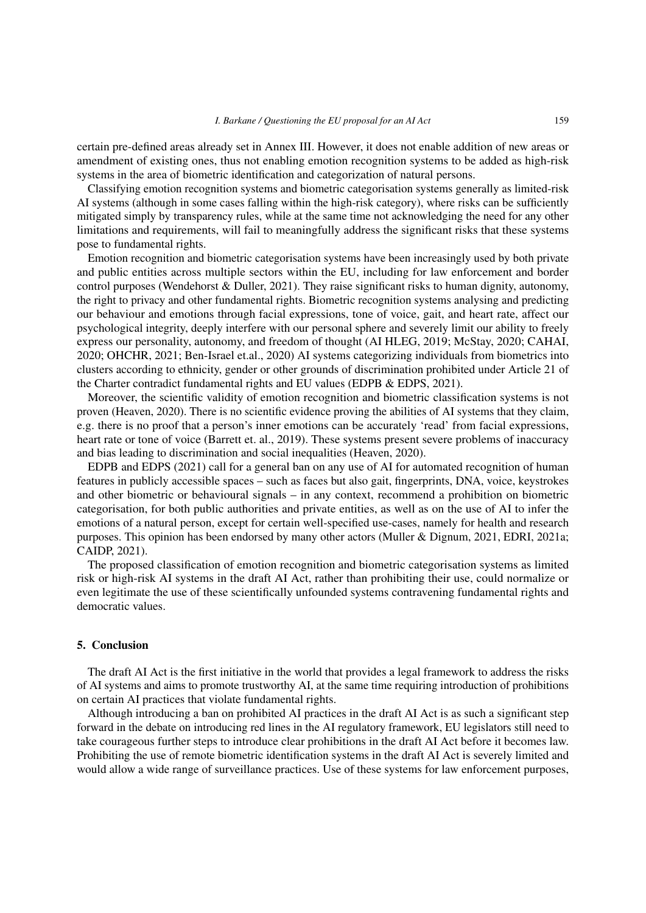certain pre-defined areas already set in Annex III. However, it does not enable addition of new areas or amendment of existing ones, thus not enabling emotion recognition systems to be added as high-risk systems in the area of biometric identification and categorization of natural persons.

Classifying emotion recognition systems and biometric categorisation systems generally as limited-risk AI systems (although in some cases falling within the high-risk category), where risks can be sufficiently mitigated simply by transparency rules, while at the same time not acknowledging the need for any other limitations and requirements, will fail to meaningfully address the significant risks that these systems pose to fundamental rights.

Emotion recognition and biometric categorisation systems have been increasingly used by both private and public entities across multiple sectors within the EU, including for law enforcement and border control purposes (Wendehorst & Duller, 2021). They raise significant risks to human dignity, autonomy, the right to privacy and other fundamental rights. Biometric recognition systems analysing and predicting our behaviour and emotions through facial expressions, tone of voice, gait, and heart rate, affect our psychological integrity, deeply interfere with our personal sphere and severely limit our ability to freely express our personality, autonomy, and freedom of thought (AI HLEG, 2019; McStay, 2020; CAHAI, 2020; OHCHR, 2021; Ben-Israel et.al., 2020) AI systems categorizing individuals from biometrics into clusters according to ethnicity, gender or other grounds of discrimination prohibited under Article 21 of the Charter contradict fundamental rights and EU values (EDPB & EDPS, 2021).

Moreover, the scientific validity of emotion recognition and biometric classification systems is not proven (Heaven, 2020). There is no scientific evidence proving the abilities of AI systems that they claim, e.g. there is no proof that a person's inner emotions can be accurately 'read' from facial expressions, heart rate or tone of voice (Barrett et. al., 2019). These systems present severe problems of inaccuracy and bias leading to discrimination and social inequalities (Heaven, 2020).

EDPB and EDPS (2021) call for a general ban on any use of AI for automated recognition of human features in publicly accessible spaces – such as faces but also gait, fingerprints, DNA, voice, keystrokes and other biometric or behavioural signals – in any context, recommend a prohibition on biometric categorisation, for both public authorities and private entities, as well as on the use of AI to infer the emotions of a natural person, except for certain well-specified use-cases, namely for health and research purposes. This opinion has been endorsed by many other actors (Muller & Dignum, 2021, EDRI, 2021a; CAIDP, 2021).

The proposed classification of emotion recognition and biometric categorisation systems as limited risk or high-risk AI systems in the draft AI Act, rather than prohibiting their use, could normalize or even legitimate the use of these scientifically unfounded systems contravening fundamental rights and democratic values.

## 5. Conclusion

The draft AI Act is the first initiative in the world that provides a legal framework to address the risks of AI systems and aims to promote trustworthy AI, at the same time requiring introduction of prohibitions on certain AI practices that violate fundamental rights.

Although introducing a ban on prohibited AI practices in the draft AI Act is as such a significant step forward in the debate on introducing red lines in the AI regulatory framework, EU legislators still need to take courageous further steps to introduce clear prohibitions in the draft AI Act before it becomes law. Prohibiting the use of remote biometric identification systems in the draft AI Act is severely limited and would allow a wide range of surveillance practices. Use of these systems for law enforcement purposes,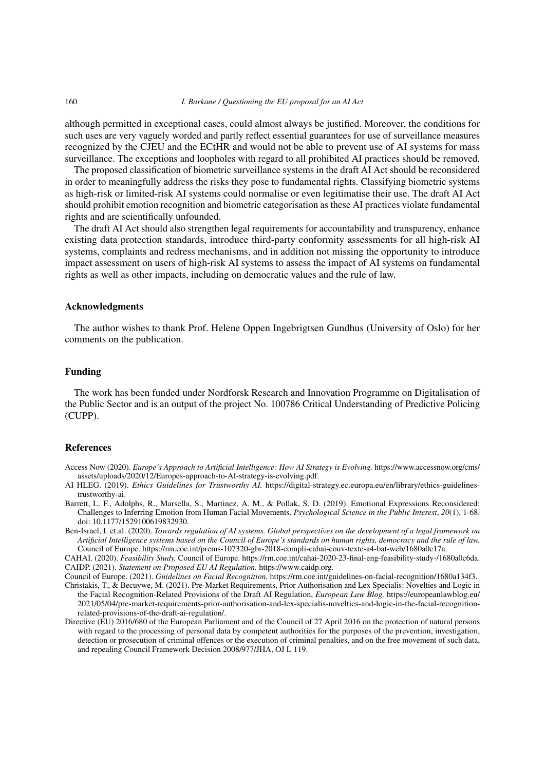although permitted in exceptional cases, could almost always be justified. Moreover, the conditions for such uses are very vaguely worded and partly reflect essential guarantees for use of surveillance measures recognized by the CJEU and the ECtHR and would not be able to prevent use of AI systems for mass surveillance. The exceptions and loopholes with regard to all prohibited AI practices should be removed.

The proposed classification of biometric surveillance systems in the draft AI Act should be reconsidered in order to meaningfully address the risks they pose to fundamental rights. Classifying biometric systems as high-risk or limited-risk AI systems could normalise or even legitimatise their use. The draft AI Act should prohibit emotion recognition and biometric categorisation as these AI practices violate fundamental rights and are scientifically unfounded.

The draft AI Act should also strengthen legal requirements for accountability and transparency, enhance existing data protection standards, introduce third-party conformity assessments for all high-risk AI systems, complaints and redress mechanisms, and in addition not missing the opportunity to introduce impact assessment on users of high-risk AI systems to assess the impact of AI systems on fundamental rights as well as other impacts, including on democratic values and the rule of law.

## Acknowledgments

The author wishes to thank Prof. Helene Oppen Ingebrigtsen Gundhus (University of Oslo) for her comments on the publication.

## Funding

The work has been funded under Nordforsk Research and Innovation Programme on Digitalisation of the Public Sector and is an output of the project No. 100786 Critical Understanding of Predictive Policing (CUPP).

## References

Access Now (2020). *Europe's Approach to Artificial Intelligence: How AI Strategy is Evolving.* https://www.accessnow.org/cms/assets/uploads/2020/12/Europes-approach-to-AI-strategy-is-evolving.pdf.

AI HLEG. (2019). *Ethics Guidelines for Trustworthy AI.* https://digital-strategy.ec.europa.eu/en/library/ethics-guidelines-trustworthy-ai.

Barrett, L. F., Adolphs, R., Marsella, S., Martinez, A. M., & Pollak, S. D. (2019). Emotional Expressions Reconsidered: Challenges to Inferring Emotion from Human Facial Movements. *Psychological Science in the Public Interest*, *20*(1), 1-68. doi: 10.1177/1529100619832930.

Ben-Israel, I. et.al. (2020). *Towards regulation of AI systems. Global perspectives on the development of a legal framework on Artificial Intelligence systems based on the Council of Europe's standards on human rights, democracy and the rule of law.* Council of Europe. https://rm.coe.int/prems-107320-gbr-2018-compli-cahai-couv-texte-a4-bat-web/1680a0c17a.

CAHAI. (2020). *Feasibility Study.* Council of Europe. https://rm.coe.int/cahai-2020-23-final-eng-feasibility-study-/1680a0c6da.

CAIDP. (2021). *Statement on Proposed EU AI Regulation.* https://www.caidp.org.

Council of Europe. (2021). *Guidelines on Facial Recognition.* https://rm.coe.int/guidelines-on-facial-recognition/1680a134f3.

Christakis, T., & Becuywe, M. (2021). Pre-Market Requirements, Prior Authorisation and Lex Specialis: Novelties and Logic in the Facial Recognition-Related Provisions of the Draft AI Regulation, *European Law Blog.* https://europeanlawblog.eu/2021/05/04/pre-market-requirements-prior-authorisation-and-lex-specialis-novelties-and-logic-in-the-facial-recognition-related-provisions-of-the-draft-ai-regulation/.

Directive (EU) 2016/680 of the European Parliament and of the Council of 27 April 2016 on the protection of natural persons with regard to the processing of personal data by competent authorities for the purposes of the prevention, investigation, detection or prosecution of criminal offences or the execution of criminal penalties, and on the free movement of such data, and repealing Council Framework Decision 2008/977/JHA, OJ L 119.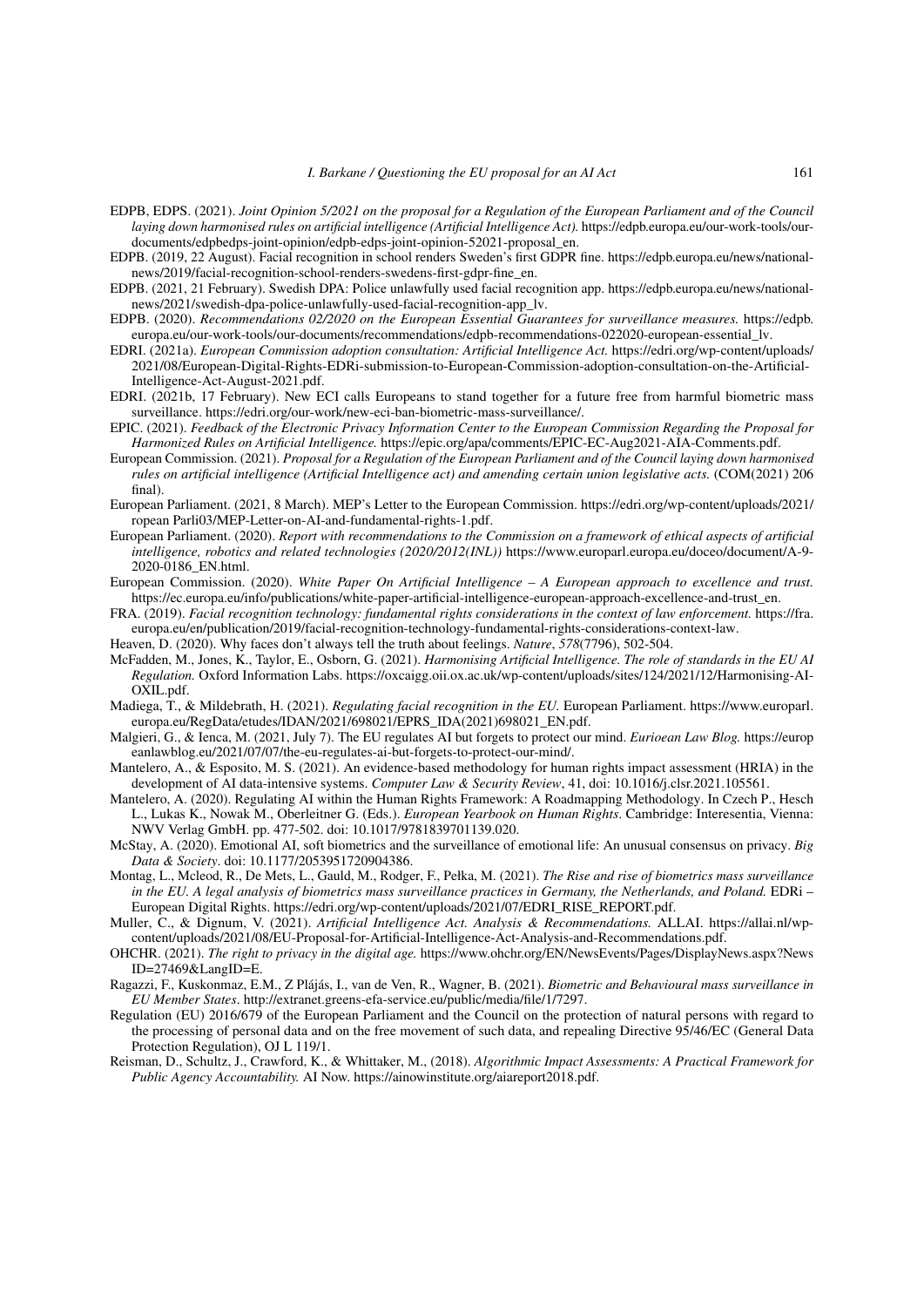EDPB, EDPS. (2021). *Joint Opinion 5/2021 on the proposal for a Regulation of the European Parliament and of the Council laying down harmonised rules on artificial intelligence (Artificial Intelligence Act).* https://edpb.europa.eu/our-work-tools/our-documents/edpbedps-joint-opinion/edpb-edps-joint-opinion-52021-proposal_en.

EDPB. (2019, 22 August). Facial recognition in school renders Sweden's first GDPR fine. https://edpb.europa.eu/news/national-news/2019/facial-recognition-school-renders-swedens-first-gdpr-fine_en.

EDPB. (2021, 21 February). Swedish DPA: Police unlawfully used facial recognition app. https://edpb.europa.eu/news/national-news/2021/swedish-dpa-police-unlawfully-used-facial-recognition-app_lv.

EDPB. (2020). *Recommendations 02/2020 on the European Essential Guarantees for surveillance measures.* https://edpb.europa.eu/our-work-tools/our-documents/recommendations/edpb-recommendations-022020-european-essential_lv.

EDRI. (2021a). *European Commission adoption consultation: Artificial Intelligence Act.* https://edri.org/wp-content/uploads/2021/08/European-Digital-Rights-EDRi-submission-to-European-Commission-adoption-consultation-on-the-Artificial-Intelligence-Act-August-2021.pdf.

EDRI. (2021b, 17 February). New ECI calls Europeans to stand together for a future free from harmful biometric mass surveillance. https://edri.org/our-work/new-eci-ban-biometric-mass-surveillance/.

EPIC. (2021). *Feedback of the Electronic Privacy Information Center to the European Commission Regarding the Proposal for Harmonized Rules on Artificial Intelligence.* https://epic.org/apa/comments/EPIC-EC-Aug2021-AIA-Comments.pdf.

European Commission. (2021). *Proposal for a Regulation of the European Parliament and of the Council laying down harmonised rules on artificial intelligence (Artificial Intelligence act) and amending certain union legislative acts.* (COM(2021) 206 final).

European Parliament. (2021, 8 March). MEP's Letter to the European Commission. https://edri.org/wp-content/uploads/2021/ropean Parli03/MEP-Letter-on-AI-and-fundamental-rights-1.pdf.

European Parliament. (2020). *Report with recommendations to the Commission on a framework of ethical aspects of artificial intelligence, robotics and related technologies (2020/2012(INL))* https://www.europarl.europa.eu/doceo/document/A-9-2020-0186_EN.html.

European Commission. (2020). *White Paper On Artificial Intelligence – A European approach to excellence and trust.* https://ec.europa.eu/info/publications/white-paper-artificial-intelligence-european-approach-excellence-and-trust_en.

FRA. (2019). *Facial recognition technology: fundamental rights considerations in the context of law enforcement.* https://fra.europa.eu/en/publication/2019/facial-recognition-technology-fundamental-rights-considerations-context-law.

Heaven, D. (2020). Why faces don't always tell the truth about feelings. *Nature*, *578*(7796), 502-504.

McFadden, M., Jones, K., Taylor, E., Osborn, G. (2021). *Harmonising Artificial Intelligence. The role of standards in the EU AI Regulation.* Oxford Information Labs. https://oxcaigg.oii.ox.ac.uk/wp-content/uploads/sites/124/2021/12/Harmonising-AI-OXIL.pdf.

Madiega, T., & Mildebrath, H. (2021). *Regulating facial recognition in the EU.* European Parliament. https://www.europarl.europa.eu/RegData/etudes/IDAN/2021/698021/EPRS_IDA(2021)698021_EN.pdf.

Malgieri, G., & Ienca, M. (2021, July 7). The EU regulates AI but forgets to protect our mind. *Eurioean Law Blog.* https://europeanlawblog.eu/2021/07/07/the-eu-regulates-ai-but-forgets-to-protect-our-mind/.

Mantelero, A., & Esposito, M. S. (2021). An evidence-based methodology for human rights impact assessment (HRIA) in the development of AI data-intensive systems. *Computer Law & Security Review*, 41, doi: 10.1016/j.clsr.2021.105561.

Mantelero, A. (2020). Regulating AI within the Human Rights Framework: A Roadmapping Methodology. In Czech P., Hesch L., Lukas K., Nowak M., Oberleitner G. (Eds.). *European Yearbook on Human Rights*. Cambridge: Interesentia, Vienna: NWV Verlag GmbH. pp. 477-502. doi: 10.1017/9781839701139.020.

McStay, A. (2020). Emotional AI, soft biometrics and the surveillance of emotional life: An unusual consensus on privacy. *Big Data & Society*. doi: 10.1177/2053951720904386.

Montag, L., Mcleod, R., De Mets, L., Gauld, M., Rodger, F., Pełka, M. (2021). *The Rise and rise of biometrics mass surveillance in the EU. A legal analysis of biometrics mass surveillance practices in Germany, the Netherlands, and Poland.* EDRi – European Digital Rights. https://edri.org/wp-content/uploads/2021/07/EDRI_RISE_REPORT.pdf.

Muller, C., & Dignum, V. (2021). *Artificial Intelligence Act. Analysis & Recommendations.* ALLAI. https://allai.nl/wp-content/uploads/2021/08/EU-Proposal-for-Artificial-Intelligence-Act-Analysis-and-Recommendations.pdf.

OHCHR. (2021). *The right to privacy in the digital age.* https://www.ohchr.org/EN/NewsEvents/Pages/DisplayNews.aspx?NewsID=27469&LangID=E.

Ragazzi, F., Kuskonmaz, E.M., Z Plájás, I., van de Ven, R., Wagner, B. (2021). *Biometric and Behavioural mass surveillance in EU Member States*. http://extranet.greens-efa-service.eu/public/media/file/1/7297.

Regulation (EU) 2016/679 of the European Parliament and the Council on the protection of natural persons with regard to the processing of personal data and on the free movement of such data, and repealing Directive 95/46/EC (General Data Protection Regulation), OJ L 119/1.

Reisman, D., Schultz, J., Crawford, K., & Whittaker, M., (2018). *Algorithmic Impact Assessments: A Practical Framework for Public Agency Accountability.* AI Now. https://ainowinstitute.org/aiareport2018.pdf.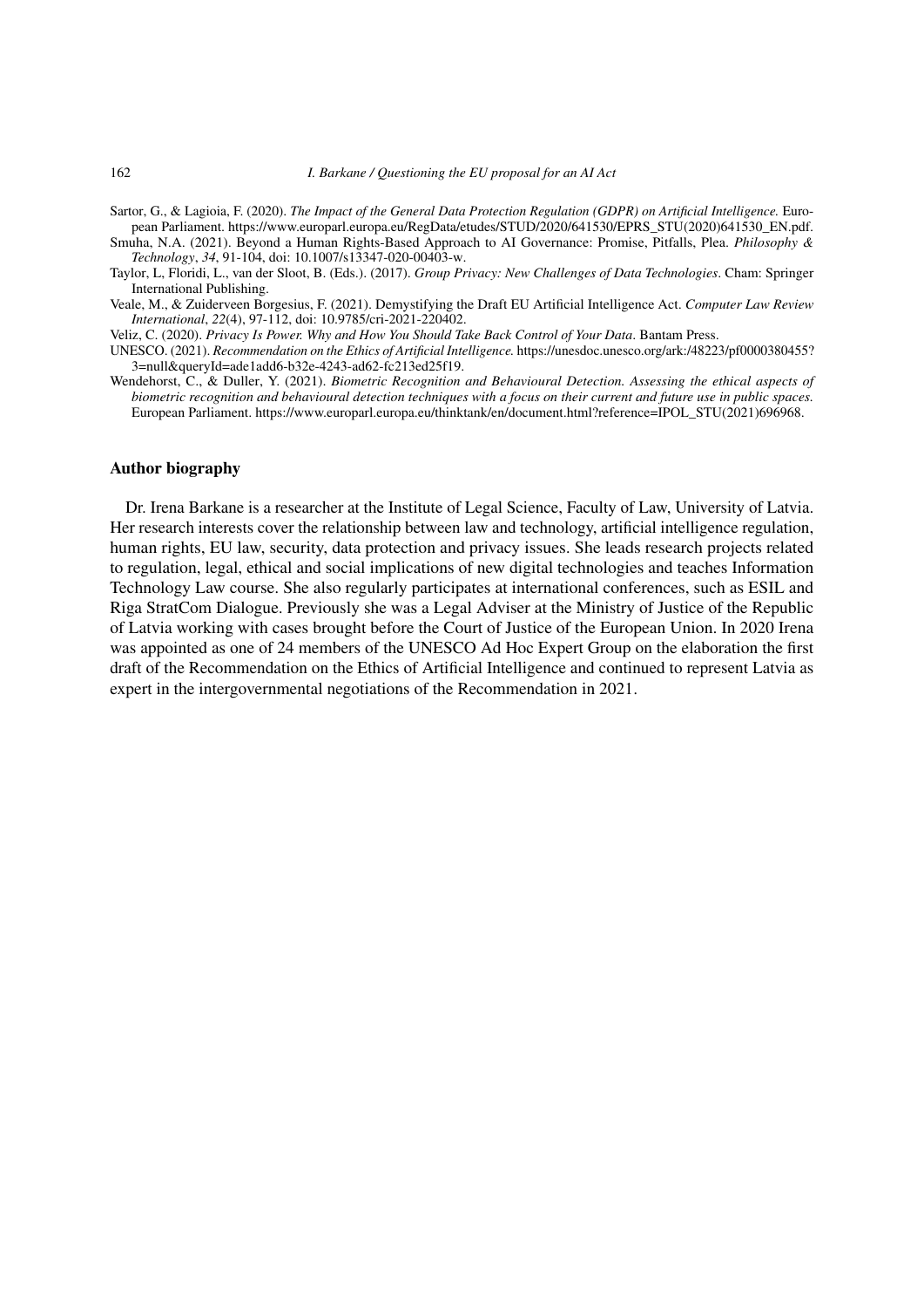Sartor, G., & Lagioia, F. (2020). *The Impact of the General Data Protection Regulation (GDPR) on Artificial Intelligence.* European Parliament. https://www.europarl.europa.eu/RegData/etudes/STUD/2020/641530/EPRS_STU(2020)641530_EN.pdf.

Smuha, N.A. (2021). Beyond a Human Rights-Based Approach to AI Governance: Promise, Pitfalls, Plea. *Philosophy & Technology*, *34*, 91-104, doi: 10.1007/s13347-020-00403-w.

Taylor, L, Floridi, L., van der Sloot, B. (Eds.). (2017). *Group Privacy: New Challenges of Data Technologies*. Cham: Springer International Publishing.

Veale, M., & Zuiderveen Borgesius, F. (2021). Demystifying the Draft EU Artificial Intelligence Act. *Computer Law Review International*, *22*(4), 97-112, doi: 10.9785/cri-2021-220402.

Veliz, C. (2020). *Privacy Is Power. Why and How You Should Take Back Control of Your Data*. Bantam Press.

UNESCO. (2021). *Recommendation on the Ethics of Artificial Intelligence.* https://unesdoc.unesco.org/ark:/48223/pf0000380455?3=null&queryId=ade1add6-b32e-4243-ad62-fc213ed25f19.

Wendehorst, C., & Duller, Y. (2021). *Biometric Recognition and Behavioural Detection. Assessing the ethical aspects of biometric recognition and behavioural detection techniques with a focus on their current and future use in public spaces.* European Parliament. https://www.europarl.europa.eu/thinktank/en/document.html?reference=IPOL_STU(2021)696968.

## Author biography

Dr. Irena Barkane is a researcher at the Institute of Legal Science, Faculty of Law, University of Latvia. Her research interests cover the relationship between law and technology, artificial intelligence regulation, human rights, EU law, security, data protection and privacy issues. She leads research projects related to regulation, legal, ethical and social implications of new digital technologies and teaches Information Technology Law course. She also regularly participates at international conferences, such as ESIL and Riga StratCom Dialogue. Previously she was a Legal Adviser at the Ministry of Justice of the Republic of Latvia working with cases brought before the Court of Justice of the European Union. In 2020 Irena was appointed as one of 24 members of the UNESCO Ad Hoc Expert Group on the elaboration the first draft of the Recommendation on the Ethics of Artificial Intelligence and continued to represent Latvia as expert in the intergovernmental negotiations of the Recommendation in 2021.